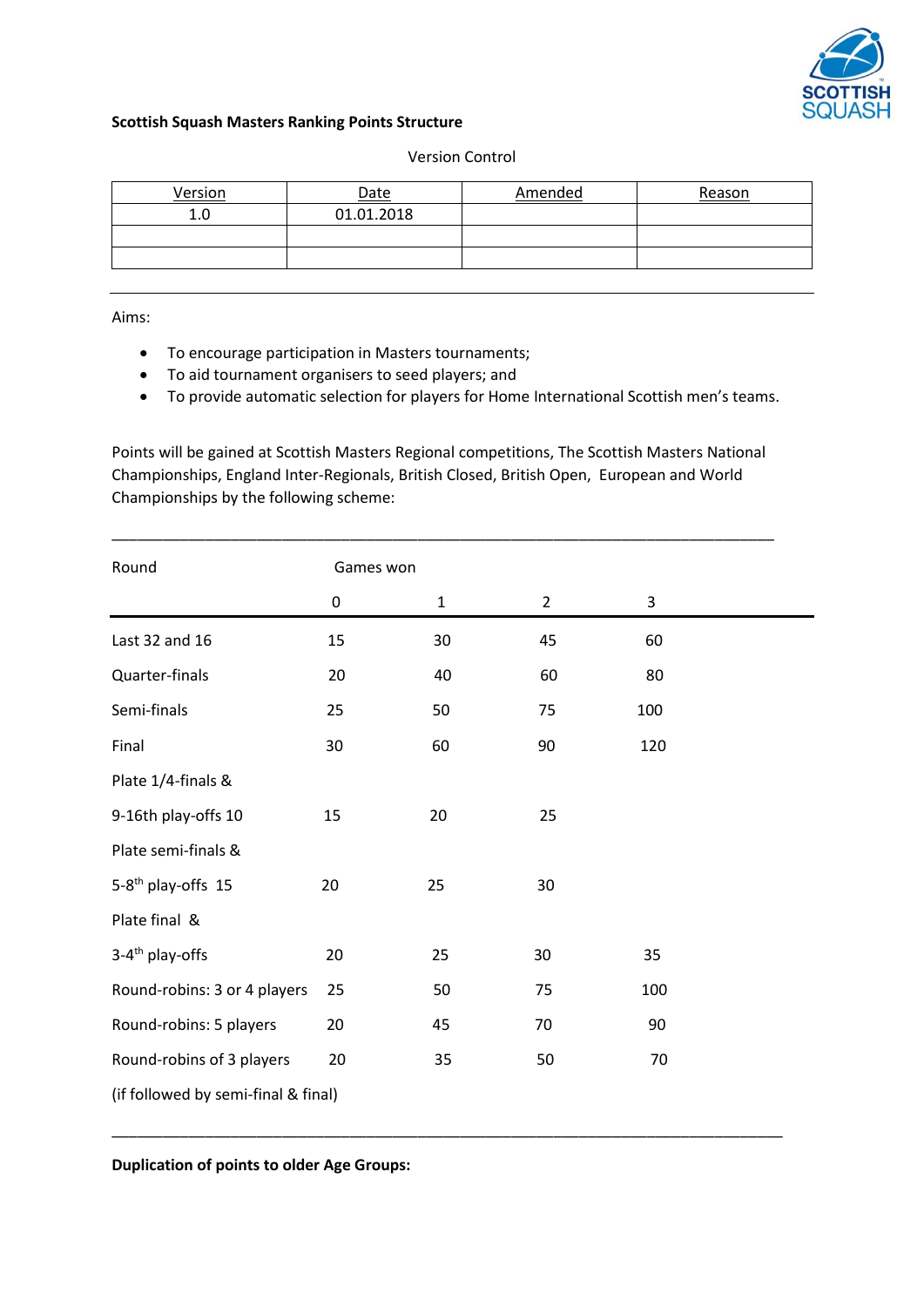**Scottish Squash Masters Ranking Points Structure**

Version Control

| Version | Date | Amended | Reason |
|---|---|---|---|
| 1.0 | 01.01.2018 | | |
| | | | |
| | | | |

Aims:

- To encourage participation in Masters tournaments;
- To aid tournament organisers to seed players; and
- To provide automatic selection for players for Home International Scottish men's teams.

Points will be gained at Scottish Masters Regional competitions, The Scottish Masters National Championships, England Inter-Regionals, British Closed, British Open, European and World Championships by the following scheme:

| Round | Games won 0 | 1 | 2 | 3 |
|---|---|---|---|---|
| Last 32 and 16 | 15 | 30 | 45 | 60 |
| Quarter-finals | 20 | 40 | 60 | 80 |
| Semi-finals | 25 | 50 | 75 | 100 |
| Final | 30 | 60 | 90 | 120 |
| Plate 1/4-finals & 9-16th play-offs 10 | 15 | 20 | 25 | |
| Plate semi-finals & 5-8th play-offs 15 | 20 | 25 | 30 | |
| Plate final & 3-4th play-offs | 20 | 25 | 30 | 35 |
| Round-robins: 3 or 4 players | 25 | 50 | 75 | 100 |
| Round-robins: 5 players | 20 | 45 | 70 | 90 |
| Round-robins of 3 players (if followed by semi-final & final) | 20 | 35 | 50 | 70 |

**Duplication of points to older Age Groups:**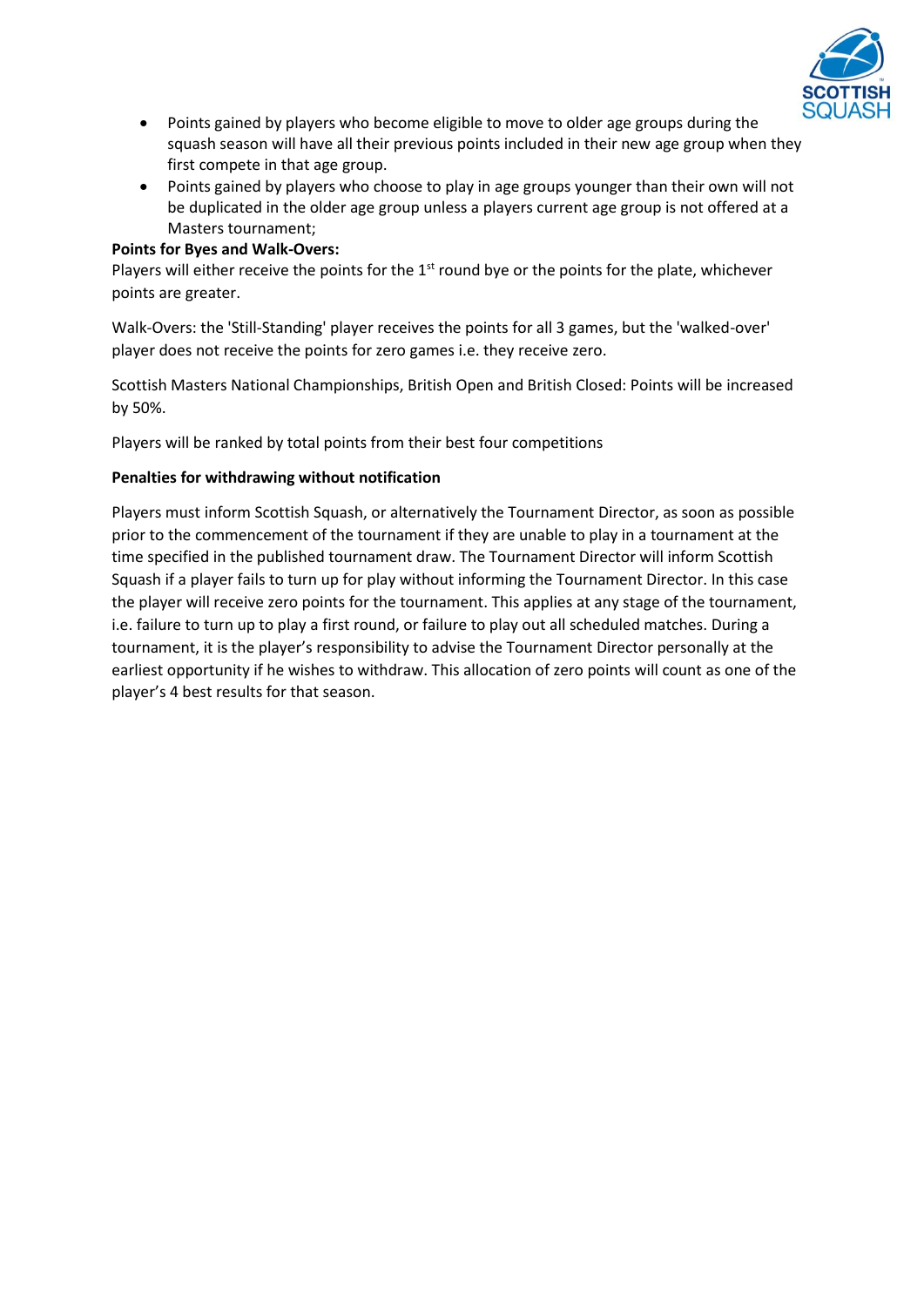- Points gained by players who become eligible to move to older age groups during the squash season will have all their previous points included in their new age group when they first compete in that age group.
- Points gained by players who choose to play in age groups younger than their own will not be duplicated in the older age group unless a players current age group is not offered at a Masters tournament;

**Points for Byes and Walk-Overs:**

Players will either receive the points for the 1st round bye or the points for the plate, whichever points are greater.

Walk-Overs: the 'Still-Standing' player receives the points for all 3 games, but the 'walked-over' player does not receive the points for zero games i.e. they receive zero.

Scottish Masters National Championships, British Open and British Closed: Points will be increased by 50%.

Players will be ranked by total points from their best four competitions

**Penalties for withdrawing without notification**

Players must inform Scottish Squash, or alternatively the Tournament Director, as soon as possible prior to the commencement of the tournament if they are unable to play in a tournament at the time specified in the published tournament draw. The Tournament Director will inform Scottish Squash if a player fails to turn up for play without informing the Tournament Director. In this case the player will receive zero points for the tournament. This applies at any stage of the tournament, i.e. failure to turn up to play a first round, or failure to play out all scheduled matches. During a tournament, it is the player's responsibility to advise the Tournament Director personally at the earliest opportunity if he wishes to withdraw. This allocation of zero points will count as one of the player's 4 best results for that season.